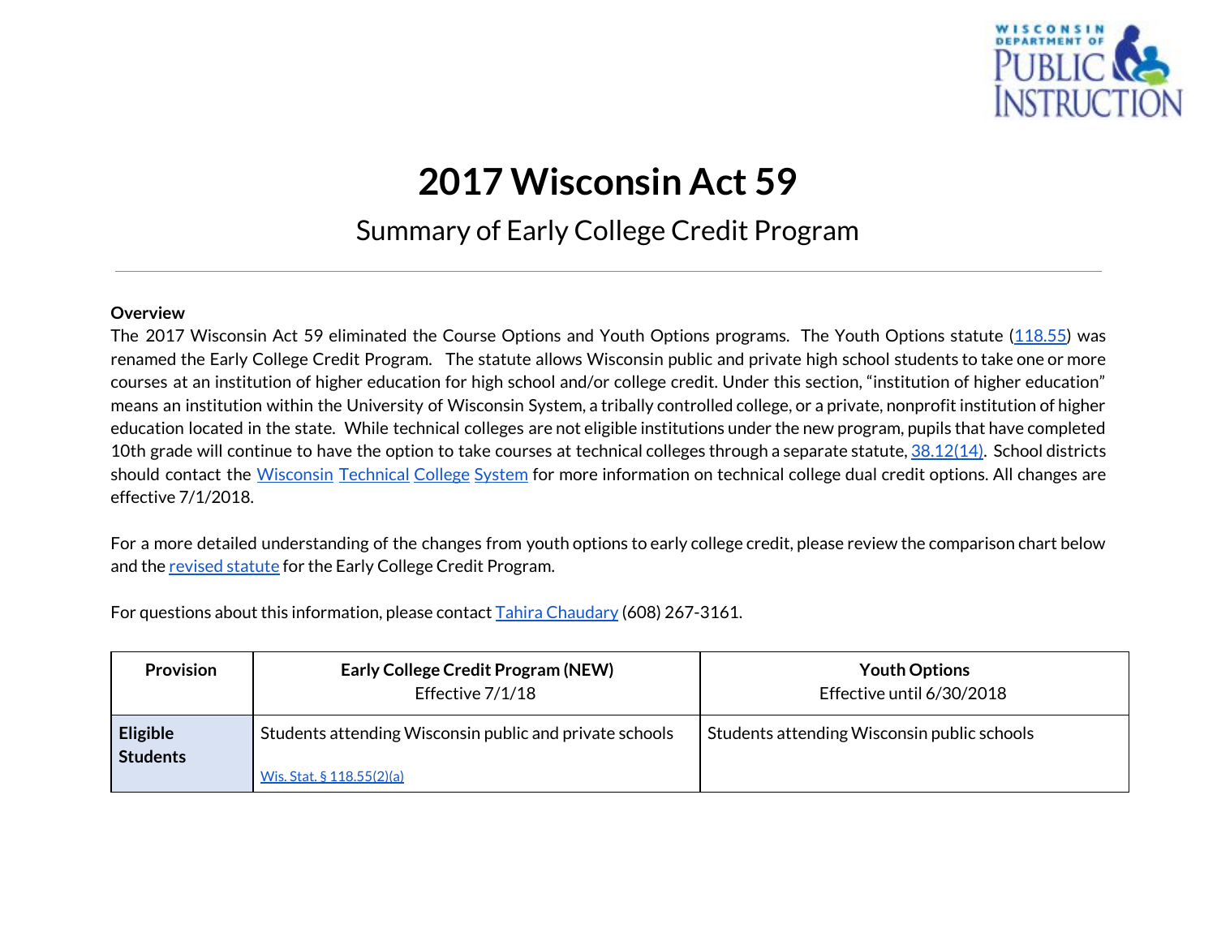# 2017 Wisconsin Act 59

## Summary of Early College Credit Program

**Overview**

The 2017 Wisconsin Act 59 eliminated the Course Options and Youth Options programs. The Youth Options statute (118.55) was renamed the Early College Credit Program. The statute allows Wisconsin public and private high school students to take one or more courses at an institution of higher education for high school and/or college credit. Under this section, "institution of higher education" means an institution within the University of Wisconsin System, a tribally controlled college, or a private, nonprofit institution of higher education located in the state. While technical colleges are not eligible institutions under the new program, pupils that have completed 10th grade will continue to have the option to take courses at technical colleges through a separate statute, 38.12(14). School districts should contact the Wisconsin Technical College System for more information on technical college dual credit options. All changes are effective 7/1/2018.

For a more detailed understanding of the changes from youth options to early college credit, please review the comparison chart below and the revised statute for the Early College Credit Program.

For questions about this information, please contact Tahira Chaudary (608) 267-3161.

| Provision | Early College Credit Program (NEW)<br>Effective 7/1/18 | Youth Options<br>Effective until 6/30/2018 |
| --- | --- | --- |
| **Eligible Students** | Students attending Wisconsin public and private schools<br><br>Wis. Stat. § 118.55(2)(a) | Students attending Wisconsin public schools |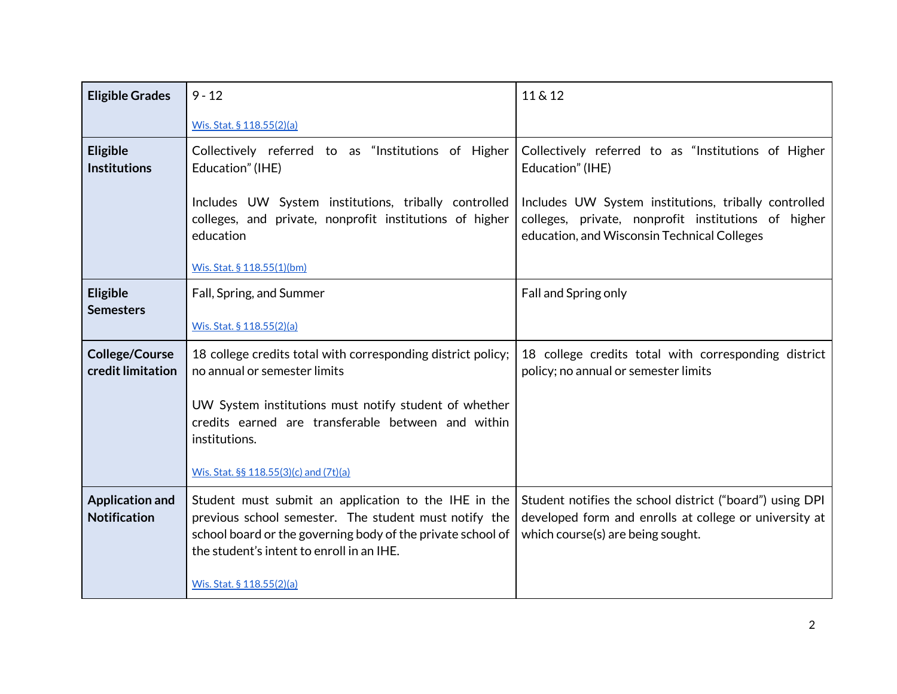| **Eligible Grades** | 9 - 12<br><br>Wis. Stat. § 118.55(2)(a) | 11 & 12 |
|---|---|---|
| **Eligible Institutions** | Collectively referred to as "Institutions of Higher Education" (IHE)<br><br>Includes UW System institutions, tribally controlled colleges, and private, nonprofit institutions of higher education<br><br>Wis. Stat. § 118.55(1)(bm) | Collectively referred to as "Institutions of Higher Education" (IHE)<br><br>Includes UW System institutions, tribally controlled colleges, private, nonprofit institutions of higher education, and Wisconsin Technical Colleges |
| **Eligible Semesters** | Fall, Spring, and Summer<br><br>Wis. Stat. § 118.55(2)(a) | Fall and Spring only |
| **College/Course credit limitation** | 18 college credits total with corresponding district policy; no annual or semester limits<br><br>UW System institutions must notify student of whether credits earned are transferable between and within institutions.<br><br>Wis. Stat. §§ 118.55(3)(c) and (7t)(a) | 18 college credits total with corresponding district policy; no annual or semester limits |
| **Application and Notification** | Student must submit an application to the IHE in the previous school semester. The student must notify the school board or the governing body of the private school of the student's intent to enroll in an IHE.<br><br>Wis. Stat. § 118.55(2)(a) | Student notifies the school district ("board") using DPI developed form and enrolls at college or university at which course(s) are being sought. |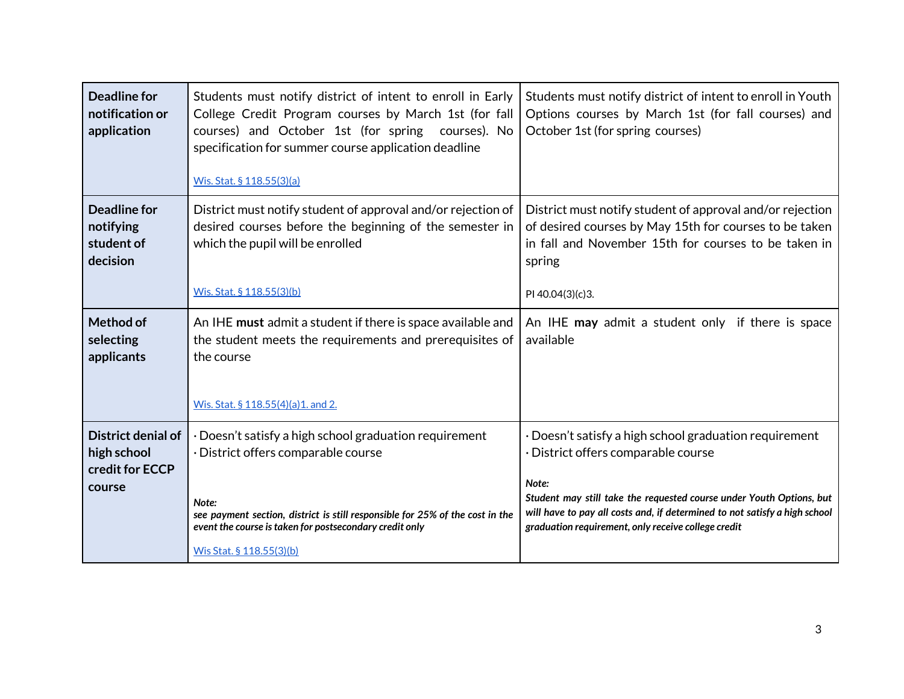| **Deadline for notification or application** | Students must notify district of intent to enroll in Early College Credit Program courses by March 1st (for fall courses) and October 1st (for spring courses). No specification for summer course application deadline<br><br>[Wis. Stat. § 118.55(3)(a)]() | Students must notify district of intent to enroll in Youth Options courses by March 1st (for fall courses) and October 1st (for spring courses) |
|---|---|---|
| **Deadline for notifying student of decision** | District must notify student of approval and/or rejection of desired courses before the beginning of the semester in which the pupil will be enrolled<br><br>[Wis. Stat. § 118.55(3)(b)]() | District must notify student of approval and/or rejection of desired courses by May 15th for courses to be taken in fall and November 15th for courses to be taken in spring<br><br>PI 40.04(3)(c)3. |
| **Method of selecting applicants** | An IHE **must** admit a student if there is space available and the student meets the requirements and prerequisites of the course<br><br>[Wis. Stat. § 118.55(4)(a)1. and 2.]() | An IHE **may** admit a student only if there is space available |
| **District denial of high school credit for ECCP course** | · Doesn't satisfy a high school graduation requirement<br>· District offers comparable course<br><br>***Note:***<br>***see payment section, district is still responsible for 25% of the cost in the event the course is taken for postsecondary credit only***<br><br>[Wis Stat. § 118.55(3)(b)]() | · Doesn't satisfy a high school graduation requirement<br>· District offers comparable course<br><br>***Note:***<br>***Student may still take the requested course under Youth Options, but will have to pay all costs and, if determined to not satisfy a high school graduation requirement, only receive college credit*** |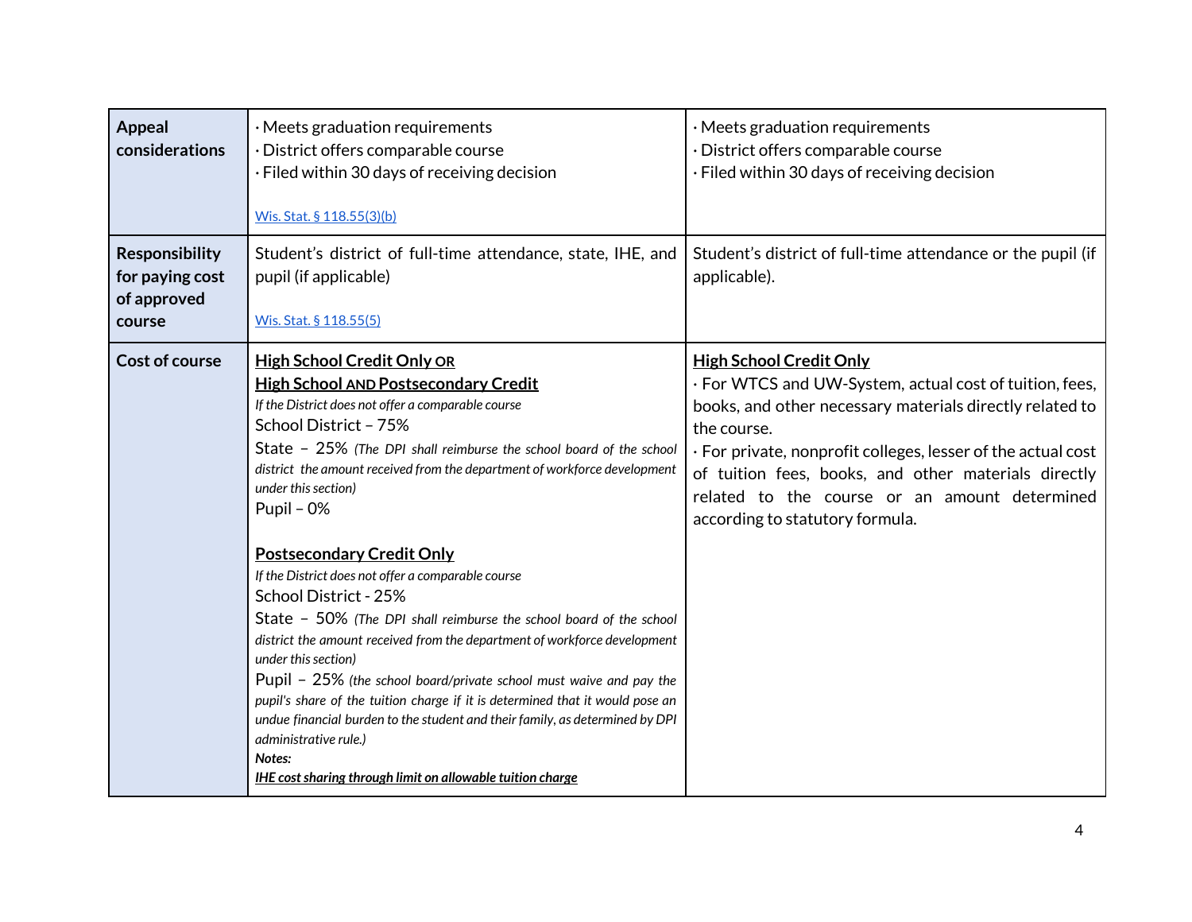| | | |
|---|---|---|
| **Appeal considerations** | · Meets graduation requirements<br>· District offers comparable course<br>· Filed within 30 days of receiving decision<br><br>Wis. Stat. § 118.55(3)(b) | · Meets graduation requirements<br>· District offers comparable course<br>· Filed within 30 days of receiving decision |
| **Responsibility for paying cost of approved course** | Student's district of full-time attendance, state, IHE, and pupil (if applicable)<br><br>Wis. Stat. § 118.55(5) | Student's district of full-time attendance or the pupil (if applicable). |
| **Cost of course** | **High School Credit Only OR**<br>**High School AND Postsecondary Credit**<br>*If the District does not offer a comparable course*<br>School District – 75%<br>State – 25% *(The DPI shall reimburse the school board of the school district the amount received from the department of workforce development under this section)*<br>Pupil – 0%<br><br>**Postsecondary Credit Only**<br>*If the District does not offer a comparable course*<br>School District - 25%<br>State – 50% *(The DPI shall reimburse the school board of the school district the amount received from the department of workforce development under this section)*<br>Pupil – 25% *(the school board/private school must waive and pay the pupil's share of the tuition charge if it is determined that it would pose an undue financial burden to the student and their family, as determined by DPI administrative rule.)*<br>***Notes:***<br>***IHE cost sharing through limit on allowable tuition charge*** | **High School Credit Only**<br>· For WTCS and UW-System, actual cost of tuition, fees, books, and other necessary materials directly related to the course.<br>· For private, nonprofit colleges, lesser of the actual cost of tuition fees, books, and other materials directly related to the course or an amount determined according to statutory formula. |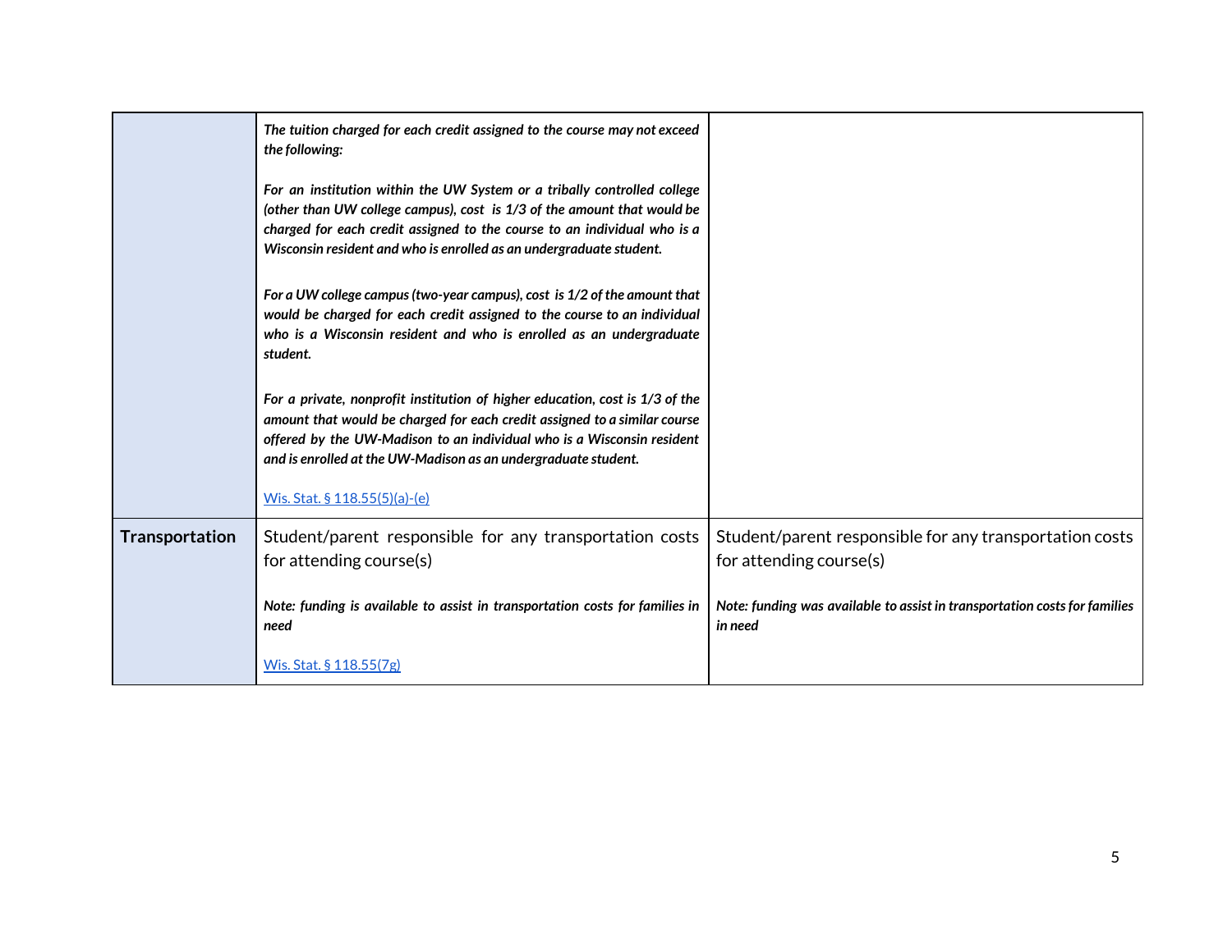| | | |
|---|---|---|
| | ***The tuition charged for each credit assigned to the course may not exceed the following:***<br><br>***For an institution within the UW System or a tribally controlled college (other than UW college campus), cost is 1/3 of the amount that would be charged for each credit assigned to the course to an individual who is a Wisconsin resident and who is enrolled as an undergraduate student.***<br><br>***For a UW college campus (two-year campus), cost is 1/2 of the amount that would be charged for each credit assigned to the course to an individual who is a Wisconsin resident and who is enrolled as an undergraduate student.***<br><br>***For a private, nonprofit institution of higher education, cost is 1/3 of the amount that would be charged for each credit assigned to a similar course offered by the UW-Madison to an individual who is a Wisconsin resident and is enrolled at the UW-Madison as an undergraduate student.***<br><br>Wis. Stat. § 118.55(5)(a)-(e) | |
| **Transportation** | Student/parent responsible for any transportation costs for attending course(s)<br><br>***Note: funding is available to assist in transportation costs for families in need***<br><br>Wis. Stat. § 118.55(7g) | Student/parent responsible for any transportation costs for attending course(s)<br><br>***Note: funding was available to assist in transportation costs for families in need*** |